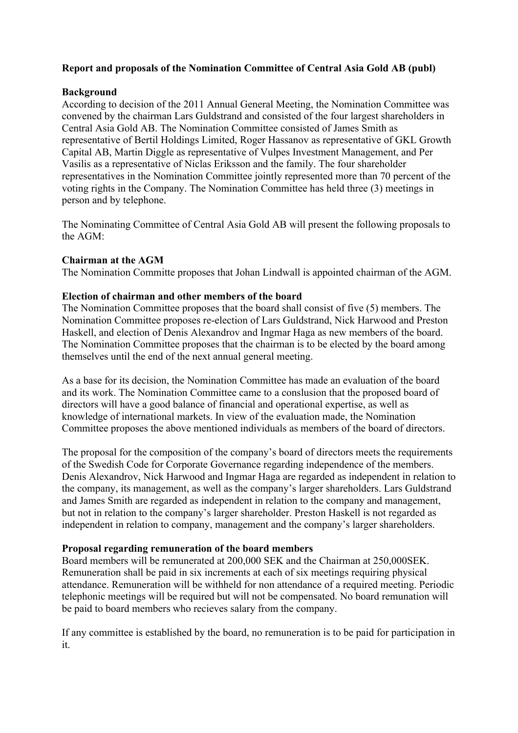**Report and proposals of the Nomination Committee of Central Asia Gold AB (publ)**

**Background**

According to decision of the 2011 Annual General Meeting, the Nomination Committee was convened by the chairman Lars Guldstrand and consisted of the four largest shareholders in Central Asia Gold AB. The Nomination Committee consisted of James Smith as representative of Bertil Holdings Limited, Roger Hassanov as representative of GKL Growth Capital AB, Martin Diggle as representative of Vulpes Investment Management, and Per Vasilis as a representative of Niclas Eriksson and the family. The four shareholder representatives in the Nomination Committee jointly represented more than 70 percent of the voting rights in the Company. The Nomination Committee has held three (3) meetings in person and by telephone.

The Nominating Committee of Central Asia Gold AB will present the following proposals to the AGM:

**Chairman at the AGM**

The Nomination Committe proposes that Johan Lindwall is appointed chairman of the AGM.

**Election of chairman and other members of the board**

The Nomination Committee proposes that the board shall consist of five (5) members. The Nomination Committee proposes re-election of Lars Guldstrand, Nick Harwood and Preston Haskell, and election of Denis Alexandrov and Ingmar Haga as new members of the board. The Nomination Committee proposes that the chairman is to be elected by the board among themselves until the end of the next annual general meeting.

As a base for its decision, the Nomination Committee has made an evaluation of the board and its work. The Nomination Committee came to a conslusion that the proposed board of directors will have a good balance of financial and operational expertise, as well as knowledge of international markets. In view of the evaluation made, the Nomination Committee proposes the above mentioned individuals as members of the board of directors.

The proposal for the composition of the company's board of directors meets the requirements of the Swedish Code for Corporate Governance regarding independence of the members. Denis Alexandrov, Nick Harwood and Ingmar Haga are regarded as independent in relation to the company, its management, as well as the company's larger shareholders. Lars Guldstrand and James Smith are regarded as independent in relation to the company and management, but not in relation to the company's larger shareholder. Preston Haskell is not regarded as independent in relation to company, management and the company's larger shareholders.

**Proposal regarding remuneration of the board members**

Board members will be remunerated at 200,000 SEK and the Chairman at 250,000SEK. Remuneration shall be paid in six increments at each of six meetings requiring physical attendance. Remuneration will be withheld for non attendance of a required meeting. Periodic telephonic meetings will be required but will not be compensated. No board remunation will be paid to board members who recieves salary from the company.

If any committee is established by the board, no remuneration is to be paid for participation in it.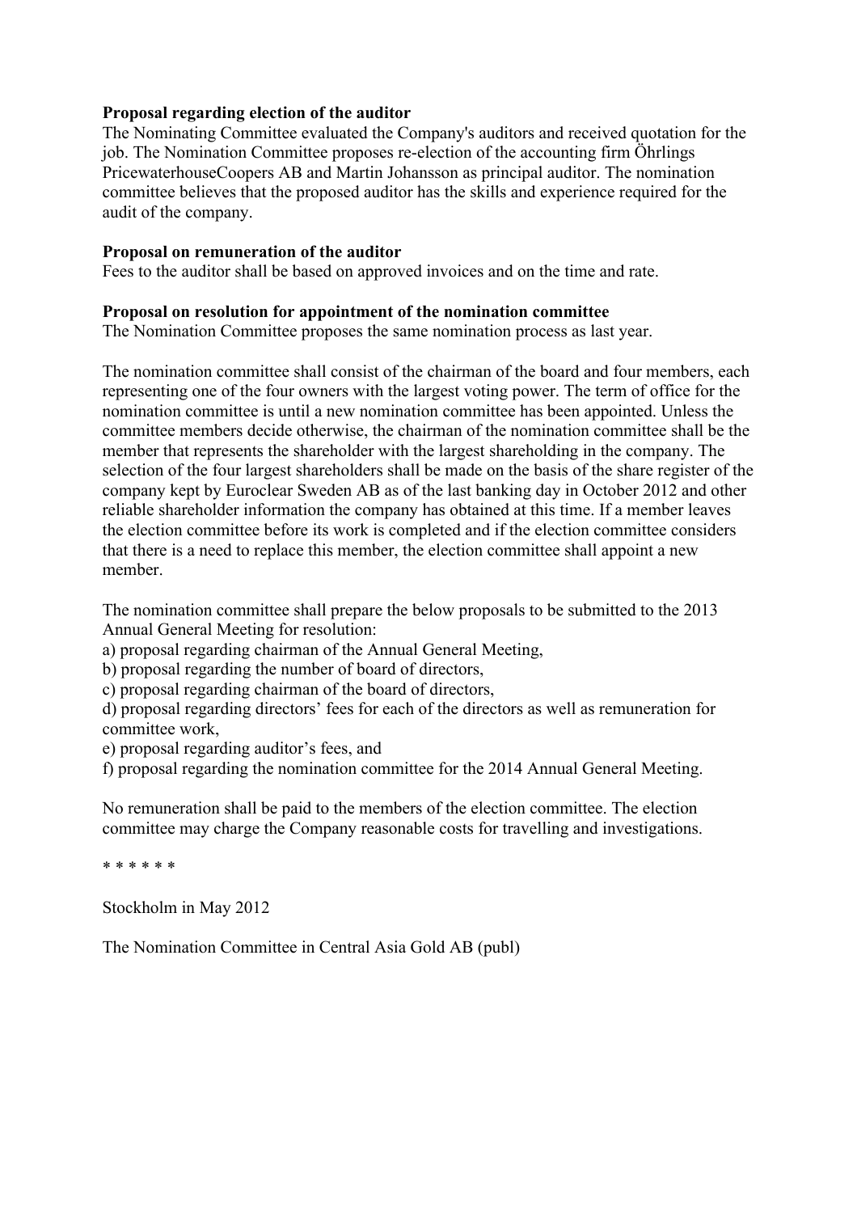**Proposal regarding election of the auditor**
The Nominating Committee evaluated the Company's auditors and received quotation for the job. The Nomination Committee proposes re-election of the accounting firm Öhrlings PricewaterhouseCoopers AB and Martin Johansson as principal auditor. The nomination committee believes that the proposed auditor has the skills and experience required for the audit of the company.

**Proposal on remuneration of the auditor**
Fees to the auditor shall be based on approved invoices and on the time and rate.

**Proposal on resolution for appointment of the nomination committee**
The Nomination Committee proposes the same nomination process as last year.

The nomination committee shall consist of the chairman of the board and four members, each representing one of the four owners with the largest voting power. The term of office for the nomination committee is until a new nomination committee has been appointed. Unless the committee members decide otherwise, the chairman of the nomination committee shall be the member that represents the shareholder with the largest shareholding in the company. The selection of the four largest shareholders shall be made on the basis of the share register of the company kept by Euroclear Sweden AB as of the last banking day in October 2012 and other reliable shareholder information the company has obtained at this time. If a member leaves the election committee before its work is completed and if the election committee considers that there is a need to replace this member, the election committee shall appoint a new member.

The nomination committee shall prepare the below proposals to be submitted to the 2013 Annual General Meeting for resolution:
a) proposal regarding chairman of the Annual General Meeting,
b) proposal regarding the number of board of directors,
c) proposal regarding chairman of the board of directors,
d) proposal regarding directors' fees for each of the directors as well as remuneration for committee work,
e) proposal regarding auditor's fees, and
f) proposal regarding the nomination committee for the 2014 Annual General Meeting.

No remuneration shall be paid to the members of the election committee. The election committee may charge the Company reasonable costs for travelling and investigations.

* * * * * *

Stockholm in May 2012

The Nomination Committee in Central Asia Gold AB (publ)